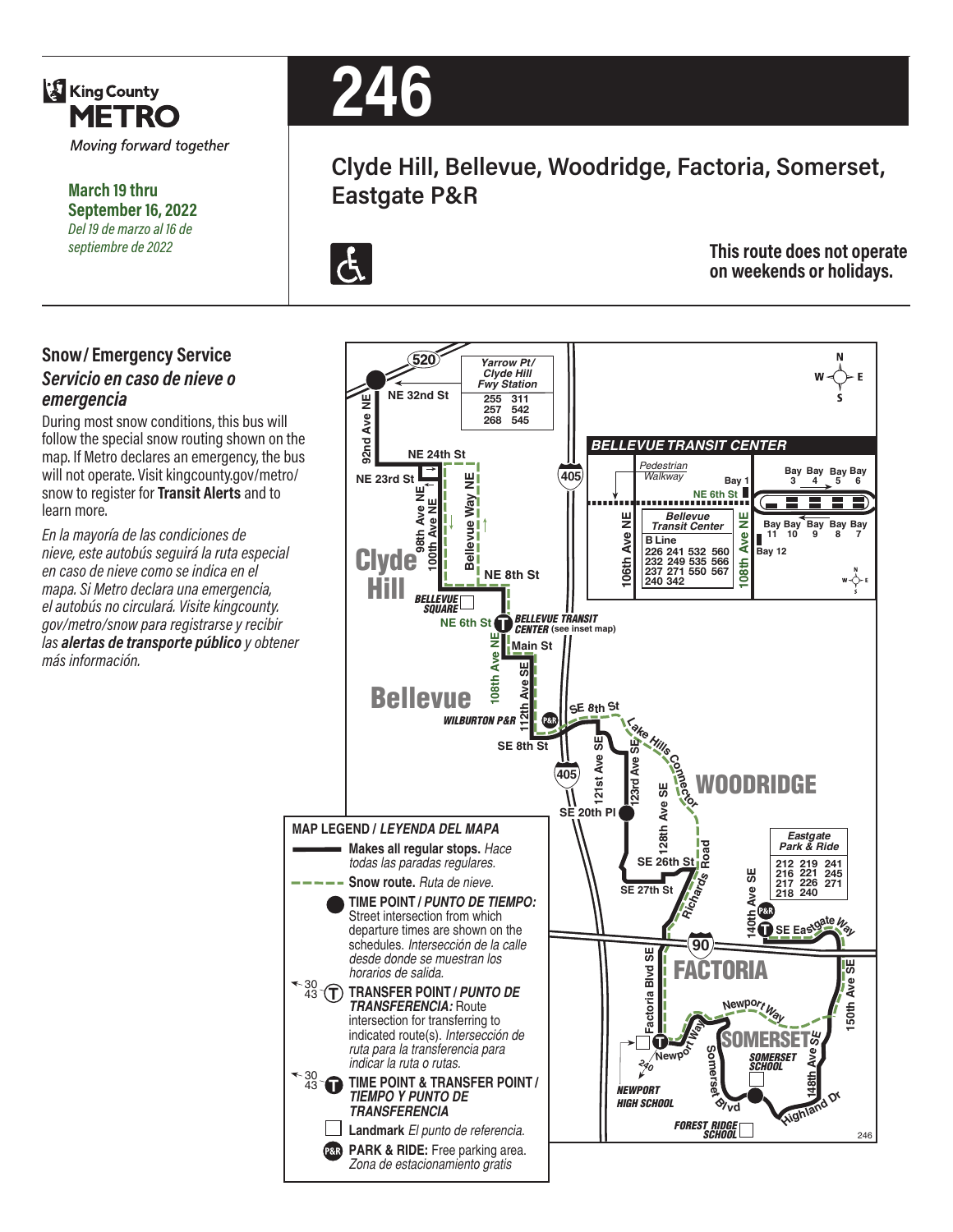King County METRO

*Moving forward together*

# 246

## Clyde Hill, Bellevue, Woodridge, Factoria, Somerset, Eastgate P&R

**March 19 thru September 16, 2022**
*Del 19 de marzo al 16 de septiembre de 2022*

**This route does not operate on weekends or holidays.**

### Snow/ Emergency Service
### *Servicio en caso de nieve o emergencia*

During most snow conditions, this bus will follow the special snow routing shown on the map. If Metro declares an emergency, the bus will not operate. Visit kingcounty.gov/metro/snow to register for **Transit Alerts** and to learn more.

*En la mayoría de las condiciones de nieve, este autobús seguirá la ruta especial en caso de nieve como se indica en el mapa. Si Metro declara una emergencia, el autobús no circulará. Visite kingcounty.gov/metro/snow para registrarse y recibir las **alertas de transporte público** y obtener más información.*

**Yarrow Pt/ Clyde Hill Fwy Station:** 255, 257, 268, 311, 542, 545

**BELLEVUE TRANSIT CENTER**

Bellevue Transit Center: B Line, 226, 232, 237, 240, 241, 249, 271, 342, 532, 535, 550, 560, 566, 567

**Eastgate Park & Ride:** 212, 216, 217, 218, 219, 221, 226, 240, 241, 245, 271

### MAP LEGEND / *LEYENDA DEL MAPA*

- **Makes all regular stops.** *Hace todas las paradas regulares.*
- **Snow route.** *Ruta de nieve.*
- **TIME POINT /** ***PUNTO DE TIEMPO:*** Street intersection from which departure times are shown on the schedules. *Intersección de la calle desde donde se muestran los horarios de salida.*
- **TRANSFER POINT /** ***PUNTO DE TRANSFERENCIA:*** Route intersection for transferring to indicated route(s). *Intersección de ruta para la transferencia para indicar la ruta o rutas.*
- **TIME POINT & TRANSFER POINT /** ***TIEMPO Y PUNTO DE TRANSFERENCIA***
- **Landmark** *El punto de referencia.*
- **PARK & RIDE:** Free parking area. *Zona de estacionamiento gratis*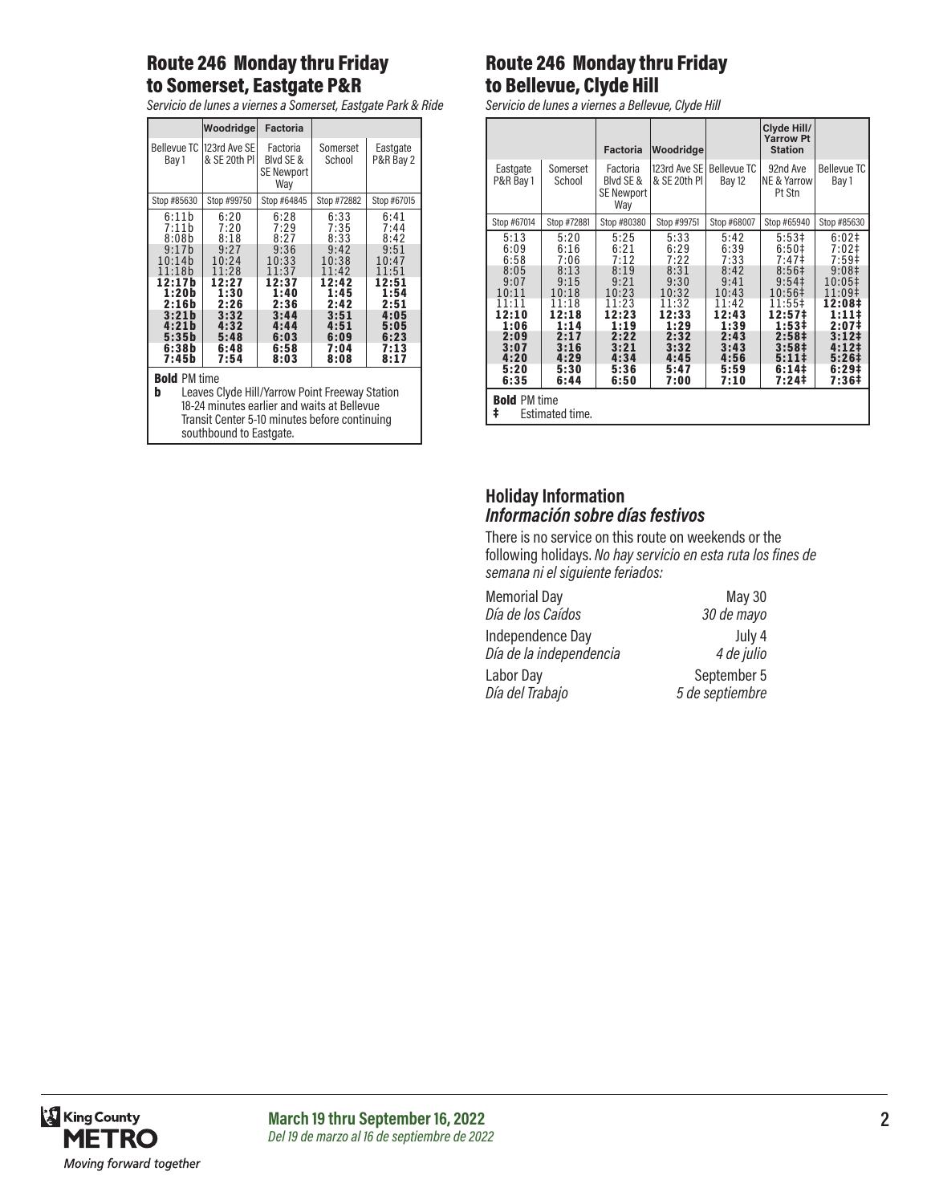## Route 246 Monday thru Friday to Somerset, Eastgate P&R

*Servicio de lunes a viernes a Somerset, Eastgate Park & Ride*

| | Woodridge | Factoria | | |
|---|---|---|---|---|
| Bellevue TC Bay 1 | 123rd Ave SE & SE 20th Pl | Factoria Blvd SE & SE Newport Way | Somerset School | Eastgate P&R Bay 2 |
| Stop #85630 | Stop #99750 | Stop #64845 | Stop #72882 | Stop #67015 |
| 6:11b | 6:20 | 6:28 | 6:33 | 6:41 |
| 7:11b | 7:20 | 7:29 | 7:35 | 7:44 |
| 8:08b | 8:18 | 8:27 | 8:33 | 8:42 |
| 9:17b | 9:27 | 9:36 | 9:42 | 9:51 |
| 10:14b | 10:24 | 10:33 | 10:38 | 10:47 |
| 11:18b | 11:28 | 11:37 | 11:42 | 11:51 |
| **12:17b** | **12:27** | **12:37** | **12:42** | **12:51** |
| **1:20b** | **1:30** | **1:40** | **1:45** | **1:54** |
| **2:16b** | **2:26** | **2:36** | **2:42** | **2:51** |
| **3:21b** | **3:32** | **3:44** | **3:51** | **4:05** |
| **4:21b** | **4:32** | **4:44** | **4:51** | **5:05** |
| **5:35b** | **5:48** | **6:03** | **6:09** | **6:23** |
| **6:38b** | **6:48** | **6:58** | **7:04** | **7:13** |
| **7:45b** | **7:54** | **8:03** | **8:08** | **8:17** |

**Bold** PM time

**b** Leaves Clyde Hill/Yarrow Point Freeway Station 18-24 minutes earlier and waits at Bellevue Transit Center 5-10 minutes before continuing southbound to Eastgate.

## Route 246 Monday thru Friday to Bellevue, Clyde Hill

*Servicio de lunes a viernes a Bellevue, Clyde Hill*

| | | Factoria | Woodridge | | Clyde Hill/ Yarrow Pt Station | |
|---|---|---|---|---|---|---|
| Eastgate P&R Bay 1 | Somerset School | Factoria Blvd SE & SE Newport Way | 123rd Ave SE & SE 20th Pl | Bellevue TC Bay 12 | 92nd Ave NE & Yarrow Pt Stn | Bellevue TC Bay 1 |
| Stop #67014 | Stop #72881 | Stop #80380 | Stop #99751 | Stop #68007 | Stop #65940 | Stop #85630 |
| 5:13 | 5:20 | 5:25 | 5:33 | 5:42 | 5:53‡ | 6:02‡ |
| 6:09 | 6:16 | 6:21 | 6:29 | 6:39 | 6:50‡ | 7:02‡ |
| 6:58 | 7:06 | 7:12 | 7:22 | 7:33 | 7:47‡ | 7:59‡ |
| 8:05 | 8:13 | 8:19 | 8:31 | 8:42 | 8:56‡ | 9:08‡ |
| 9:07 | 9:15 | 9:21 | 9:30 | 9:41 | 9:54‡ | 10:05‡ |
| 10:11 | 10:18 | 10:23 | 10:32 | 10:43 | 10:56‡ | 11:09‡ |
| 11:11 | 11:18 | 11:23 | 11:32 | 11:42 | 11:55‡ | **12:08‡** |
| **12:10** | **12:18** | **12:23** | **12:33** | **12:43** | **12:57‡** | **1:11‡** |
| **1:06** | **1:14** | **1:19** | **1:29** | **1:39** | **1:53‡** | **2:07‡** |
| **2:09** | **2:17** | **2:22** | **2:32** | **2:43** | **2:58‡** | **3:12‡** |
| **3:07** | **3:16** | **3:21** | **3:32** | **3:43** | **3:58‡** | **4:12‡** |
| **4:20** | **4:29** | **4:34** | **4:45** | **4:56** | **5:11‡** | **5:26‡** |
| **5:20** | **5:30** | **5:36** | **5:47** | **5:59** | **6:14‡** | **6:29‡** |
| **6:35** | **6:44** | **6:50** | **7:00** | **7:10** | **7:24‡** | **7:36‡** |

**Bold** PM time

‡ Estimated time.

## Holiday Information
## *Información sobre días festivos*

There is no service on this route on weekends or the following holidays. *No hay servicio en esta ruta los fines de semana ni el siguiente feriados:*

| | |
|---|---|
| Memorial Day *Día de los Caídos* | May 30 *30 de mayo* |
| Independence Day *Día de la independencia* | July 4 *4 de julio* |
| Labor Day *Día del Trabajo* | September 5 *5 de septiembre* |

King County METRO
*Moving forward together*

**March 19 thru September 16, 2022**
*Del 19 de marzo al 16 de septiembre de 2022*